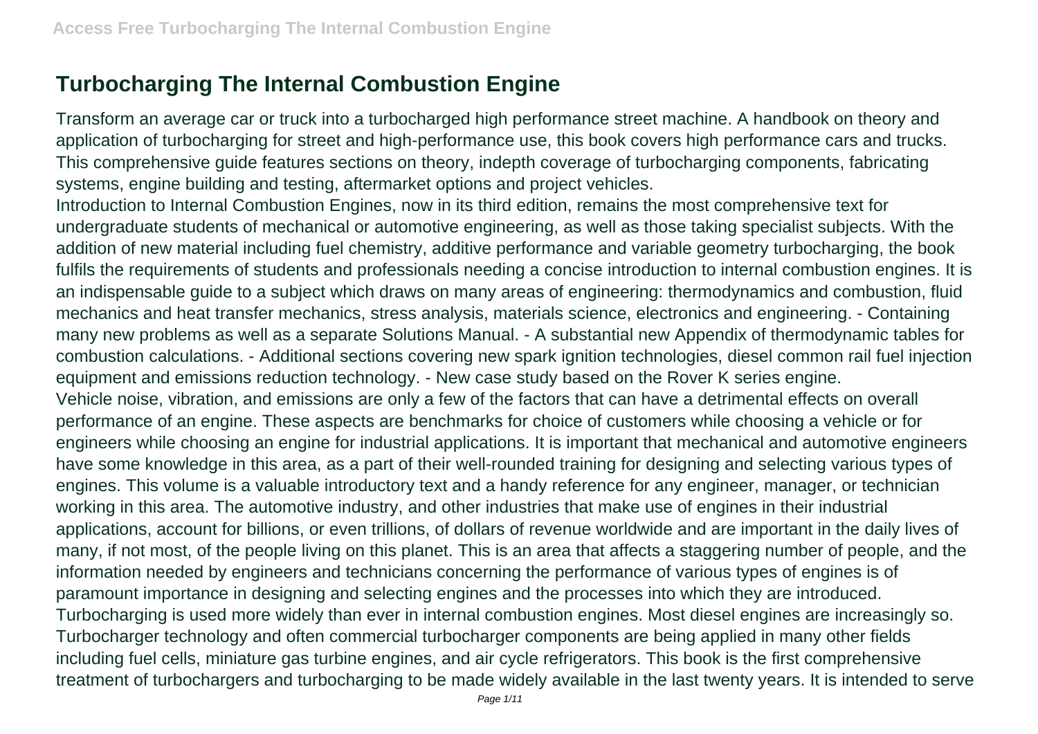# Turbocharging The Internal Combustion Engine

Transform an average car or truck into a turbocharged high performance street machine. A handbook on theory and application of turbocharging for street and high-performance use, this book covers high performance cars and trucks. This comprehensive guide features sections on theory, indepth coverage of turbocharging components, fabricating systems, engine building and testing, aftermarket options and project vehicles.

Introduction to Internal Combustion Engines, now in its third edition, remains the most comprehensive text for undergraduate students of mechanical or automotive engineering, as well as those taking specialist subjects. With the addition of new material including fuel chemistry, additive performance and variable geometry turbocharging, the book fulfils the requirements of students and professionals needing a concise introduction to internal combustion engines. It is an indispensable guide to a subject which draws on many areas of engineering: thermodynamics and combustion, fluid mechanics and heat transfer mechanics, stress analysis, materials science, electronics and engineering. - Containing many new problems as well as a separate Solutions Manual. - A substantial new Appendix of thermodynamic tables for combustion calculations. - Additional sections covering new spark ignition technologies, diesel common rail fuel injection equipment and emissions reduction technology. - New case study based on the Rover K series engine.

Vehicle noise, vibration, and emissions are only a few of the factors that can have a detrimental effects on overall performance of an engine. These aspects are benchmarks for choice of customers while choosing a vehicle or for engineers while choosing an engine for industrial applications. It is important that mechanical and automotive engineers have some knowledge in this area, as a part of their well-rounded training for designing and selecting various types of engines. This volume is a valuable introductory text and a handy reference for any engineer, manager, or technician working in this area. The automotive industry, and other industries that make use of engines in their industrial applications, account for billions, or even trillions, of dollars of revenue worldwide and are important in the daily lives of many, if not most, of the people living on this planet. This is an area that affects a staggering number of people, and the information needed by engineers and technicians concerning the performance of various types of engines is of paramount importance in designing and selecting engines and the processes into which they are introduced.

Turbocharging is used more widely than ever in internal combustion engines. Most diesel engines are increasingly so. Turbocharger technology and often commercial turbocharger components are being applied in many other fields including fuel cells, miniature gas turbine engines, and air cycle refrigerators. This book is the first comprehensive treatment of turbochargers and turbocharging to be made widely available in the last twenty years. It is intended to serve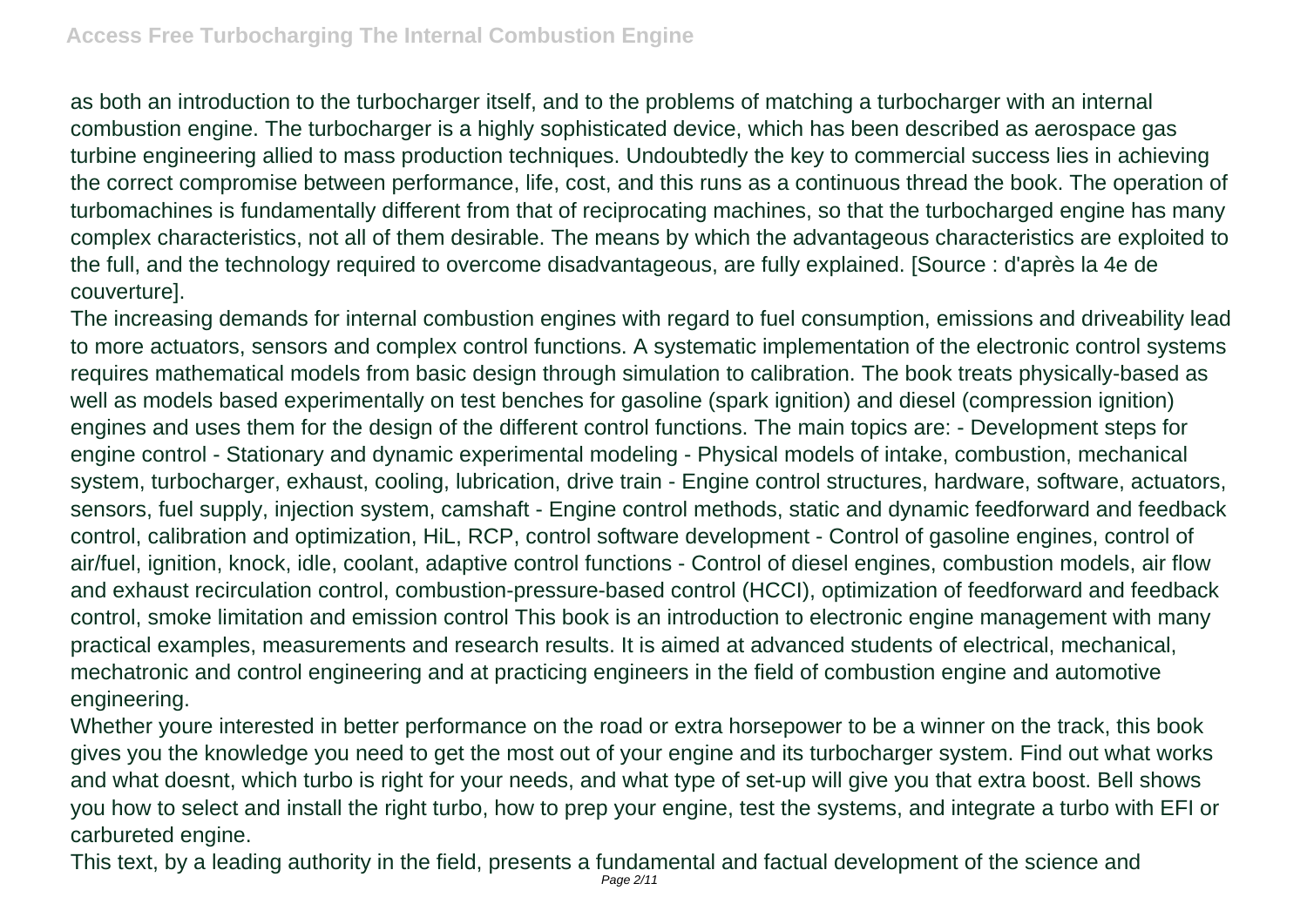as both an introduction to the turbocharger itself, and to the problems of matching a turbocharger with an internal combustion engine. The turbocharger is a highly sophisticated device, which has been described as aerospace gas turbine engineering allied to mass production techniques. Undoubtedly the key to commercial success lies in achieving the correct compromise between performance, life, cost, and this runs as a continuous thread the book. The operation of turbomachines is fundamentally different from that of reciprocating machines, so that the turbocharged engine has many complex characteristics, not all of them desirable. The means by which the advantageous characteristics are exploited to the full, and the technology required to overcome disadvantageous, are fully explained. [Source : d'après la 4e de couverture].

The increasing demands for internal combustion engines with regard to fuel consumption, emissions and driveability lead to more actuators, sensors and complex control functions. A systematic implementation of the electronic control systems requires mathematical models from basic design through simulation to calibration. The book treats physically-based as well as models based experimentally on test benches for gasoline (spark ignition) and diesel (compression ignition) engines and uses them for the design of the different control functions. The main topics are: - Development steps for engine control - Stationary and dynamic experimental modeling - Physical models of intake, combustion, mechanical system, turbocharger, exhaust, cooling, lubrication, drive train - Engine control structures, hardware, software, actuators, sensors, fuel supply, injection system, camshaft - Engine control methods, static and dynamic feedforward and feedback control, calibration and optimization, HiL, RCP, control software development - Control of gasoline engines, control of air/fuel, ignition, knock, idle, coolant, adaptive control functions - Control of diesel engines, combustion models, air flow and exhaust recirculation control, combustion-pressure-based control (HCCI), optimization of feedforward and feedback control, smoke limitation and emission control This book is an introduction to electronic engine management with many practical examples, measurements and research results. It is aimed at advanced students of electrical, mechanical, mechatronic and control engineering and at practicing engineers in the field of combustion engine and automotive engineering.

Whether youre interested in better performance on the road or extra horsepower to be a winner on the track, this book gives you the knowledge you need to get the most out of your engine and its turbocharger system. Find out what works and what doesnt, which turbo is right for your needs, and what type of set-up will give you that extra boost. Bell shows you how to select and install the right turbo, how to prep your engine, test the systems, and integrate a turbo with EFI or carbureted engine.

This text, by a leading authority in the field, presents a fundamental and factual development of the science and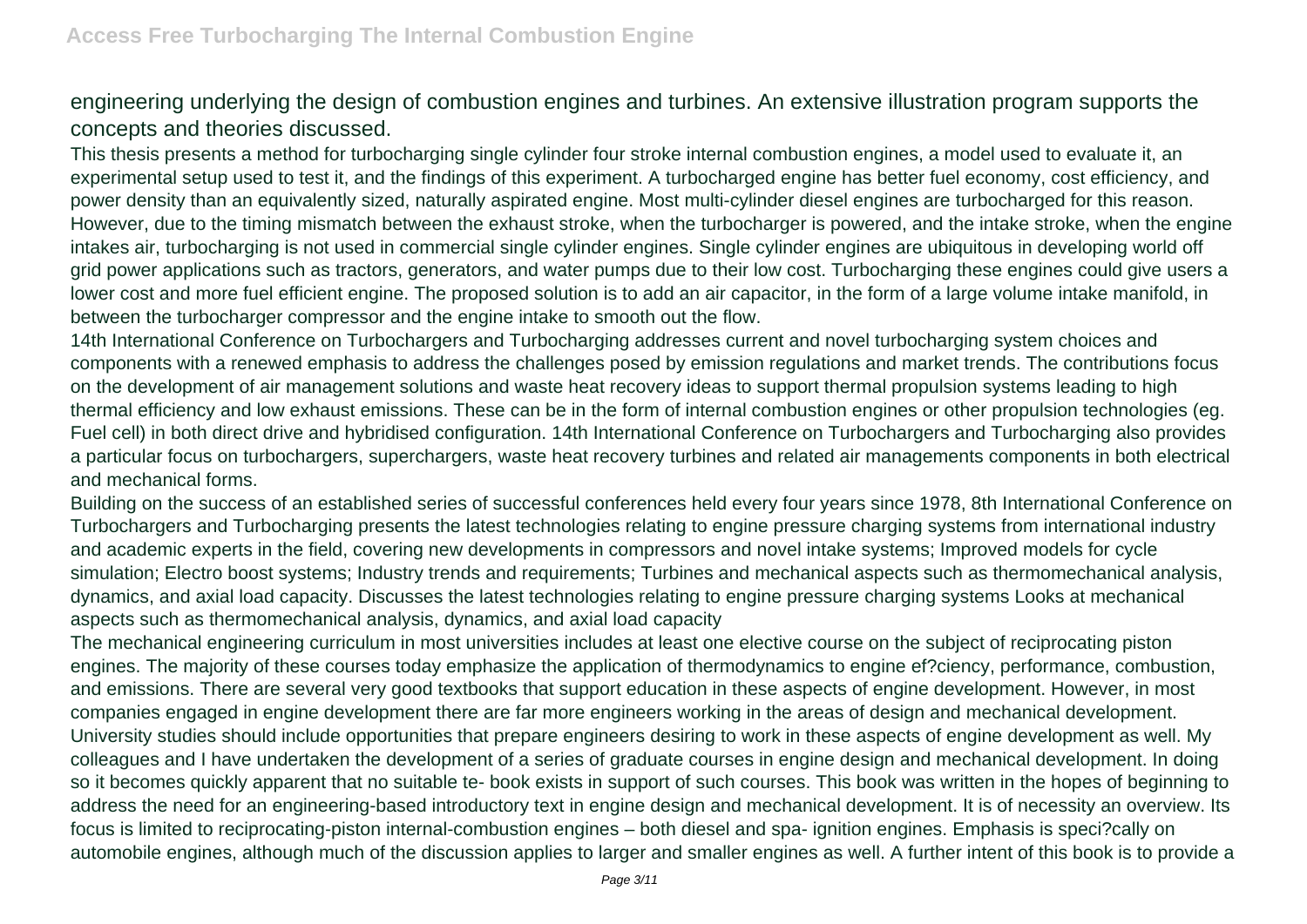engineering underlying the design of combustion engines and turbines. An extensive illustration program supports the concepts and theories discussed.

This thesis presents a method for turbocharging single cylinder four stroke internal combustion engines, a model used to evaluate it, an experimental setup used to test it, and the findings of this experiment. A turbocharged engine has better fuel economy, cost efficiency, and power density than an equivalently sized, naturally aspirated engine. Most multi-cylinder diesel engines are turbocharged for this reason. However, due to the timing mismatch between the exhaust stroke, when the turbocharger is powered, and the intake stroke, when the engine intakes air, turbocharging is not used in commercial single cylinder engines. Single cylinder engines are ubiquitous in developing world off grid power applications such as tractors, generators, and water pumps due to their low cost. Turbocharging these engines could give users a lower cost and more fuel efficient engine. The proposed solution is to add an air capacitor, in the form of a large volume intake manifold, in between the turbocharger compressor and the engine intake to smooth out the flow.

14th International Conference on Turbochargers and Turbocharging addresses current and novel turbocharging system choices and components with a renewed emphasis to address the challenges posed by emission regulations and market trends. The contributions focus on the development of air management solutions and waste heat recovery ideas to support thermal propulsion systems leading to high thermal efficiency and low exhaust emissions. These can be in the form of internal combustion engines or other propulsion technologies (eg. Fuel cell) in both direct drive and hybridised configuration. 14th International Conference on Turbochargers and Turbocharging also provides a particular focus on turbochargers, superchargers, waste heat recovery turbines and related air managements components in both electrical and mechanical forms.

Building on the success of an established series of successful conferences held every four years since 1978, 8th International Conference on Turbochargers and Turbocharging presents the latest technologies relating to engine pressure charging systems from international industry and academic experts in the field, covering new developments in compressors and novel intake systems; Improved models for cycle simulation; Electro boost systems; Industry trends and requirements; Turbines and mechanical aspects such as thermomechanical analysis, dynamics, and axial load capacity. Discusses the latest technologies relating to engine pressure charging systems Looks at mechanical aspects such as thermomechanical analysis, dynamics, and axial load capacity

The mechanical engineering curriculum in most universities includes at least one elective course on the subject of reciprocating piston engines. The majority of these courses today emphasize the application of thermodynamics to engine ef?ciency, performance, combustion, and emissions. There are several very good textbooks that support education in these aspects of engine development. However, in most companies engaged in engine development there are far more engineers working in the areas of design and mechanical development. University studies should include opportunities that prepare engineers desiring to work in these aspects of engine development as well. My colleagues and I have undertaken the development of a series of graduate courses in engine design and mechanical development. In doing so it becomes quickly apparent that no suitable te- book exists in support of such courses. This book was written in the hopes of beginning to address the need for an engineering-based introductory text in engine design and mechanical development. It is of necessity an overview. Its focus is limited to reciprocating-piston internal-combustion engines – both diesel and spa- ignition engines. Emphasis is speci?cally on automobile engines, although much of the discussion applies to larger and smaller engines as well. A further intent of this book is to provide a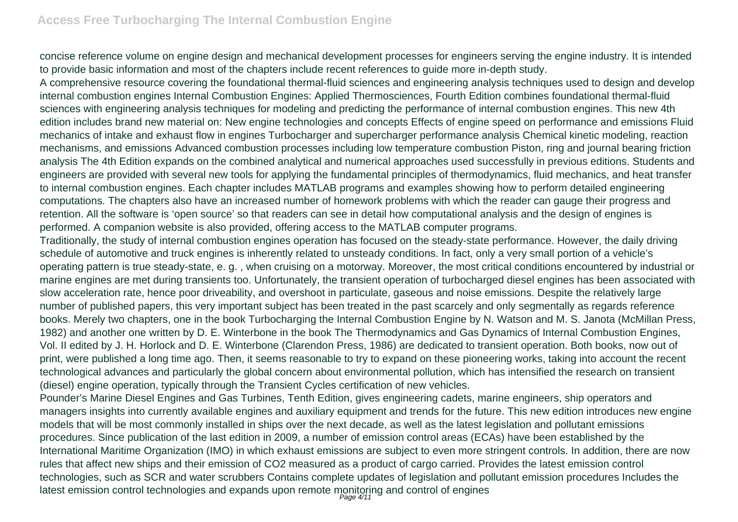concise reference volume on engine design and mechanical development processes for engineers serving the engine industry. It is intended to provide basic information and most of the chapters include recent references to guide more in-depth study.

A comprehensive resource covering the foundational thermal-fluid sciences and engineering analysis techniques used to design and develop internal combustion engines Internal Combustion Engines: Applied Thermosciences, Fourth Edition combines foundational thermal-fluid sciences with engineering analysis techniques for modeling and predicting the performance of internal combustion engines. This new 4th edition includes brand new material on: New engine technologies and concepts Effects of engine speed on performance and emissions Fluid mechanics of intake and exhaust flow in engines Turbocharger and supercharger performance analysis Chemical kinetic modeling, reaction mechanisms, and emissions Advanced combustion processes including low temperature combustion Piston, ring and journal bearing friction analysis The 4th Edition expands on the combined analytical and numerical approaches used successfully in previous editions. Students and engineers are provided with several new tools for applying the fundamental principles of thermodynamics, fluid mechanics, and heat transfer to internal combustion engines. Each chapter includes MATLAB programs and examples showing how to perform detailed engineering computations. The chapters also have an increased number of homework problems with which the reader can gauge their progress and retention. All the software is 'open source' so that readers can see in detail how computational analysis and the design of engines is performed. A companion website is also provided, offering access to the MATLAB computer programs.

Traditionally, the study of internal combustion engines operation has focused on the steady-state performance. However, the daily driving schedule of automotive and truck engines is inherently related to unsteady conditions. In fact, only a very small portion of a vehicle's operating pattern is true steady-state, e. g. , when cruising on a motorway. Moreover, the most critical conditions encountered by industrial or marine engines are met during transients too. Unfortunately, the transient operation of turbocharged diesel engines has been associated with slow acceleration rate, hence poor driveability, and overshoot in particulate, gaseous and noise emissions. Despite the relatively large number of published papers, this very important subject has been treated in the past scarcely and only segmentally as regards reference books. Merely two chapters, one in the book Turbocharging the Internal Combustion Engine by N. Watson and M. S. Janota (McMillan Press, 1982) and another one written by D. E. Winterbone in the book The Thermodynamics and Gas Dynamics of Internal Combustion Engines, Vol. II edited by J. H. Horlock and D. E. Winterbone (Clarendon Press, 1986) are dedicated to transient operation. Both books, now out of print, were published a long time ago. Then, it seems reasonable to try to expand on these pioneering works, taking into account the recent technological advances and particularly the global concern about environmental pollution, which has intensified the research on transient (diesel) engine operation, typically through the Transient Cycles certification of new vehicles.

Pounder's Marine Diesel Engines and Gas Turbines, Tenth Edition, gives engineering cadets, marine engineers, ship operators and managers insights into currently available engines and auxiliary equipment and trends for the future. This new edition introduces new engine models that will be most commonly installed in ships over the next decade, as well as the latest legislation and pollutant emissions procedures. Since publication of the last edition in 2009, a number of emission control areas (ECAs) have been established by the International Maritime Organization (IMO) in which exhaust emissions are subject to even more stringent controls. In addition, there are now rules that affect new ships and their emission of $CO_2$ measured as a product of cargo carried. Provides the latest emission control technologies, such as SCR and water scrubbers Contains complete updates of legislation and pollutant emission procedures Includes the latest emission control technologies and expands upon remote monitoring and control of engines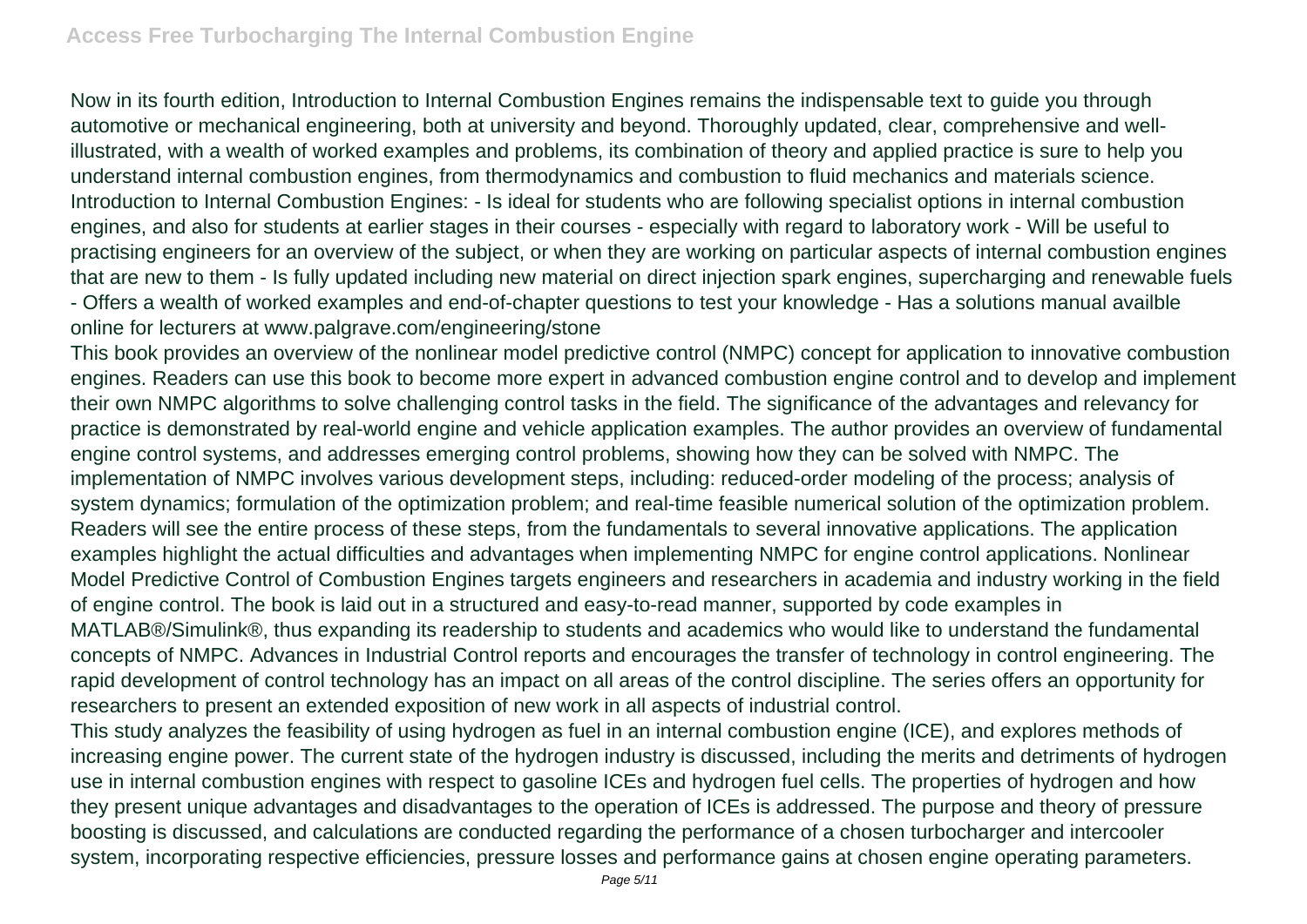Now in its fourth edition, Introduction to Internal Combustion Engines remains the indispensable text to guide you through automotive or mechanical engineering, both at university and beyond. Thoroughly updated, clear, comprehensive and well-illustrated, with a wealth of worked examples and problems, its combination of theory and applied practice is sure to help you understand internal combustion engines, from thermodynamics and combustion to fluid mechanics and materials science. Introduction to Internal Combustion Engines: - Is ideal for students who are following specialist options in internal combustion engines, and also for students at earlier stages in their courses - especially with regard to laboratory work - Will be useful to practising engineers for an overview of the subject, or when they are working on particular aspects of internal combustion engines that are new to them - Is fully updated including new material on direct injection spark engines, supercharging and renewable fuels - Offers a wealth of worked examples and end-of-chapter questions to test your knowledge - Has a solutions manual availble online for lecturers at www.palgrave.com/engineering/stone

This book provides an overview of the nonlinear model predictive control (NMPC) concept for application to innovative combustion engines. Readers can use this book to become more expert in advanced combustion engine control and to develop and implement their own NMPC algorithms to solve challenging control tasks in the field. The significance of the advantages and relevancy for practice is demonstrated by real-world engine and vehicle application examples. The author provides an overview of fundamental engine control systems, and addresses emerging control problems, showing how they can be solved with NMPC. The implementation of NMPC involves various development steps, including: reduced-order modeling of the process; analysis of system dynamics; formulation of the optimization problem; and real-time feasible numerical solution of the optimization problem. Readers will see the entire process of these steps, from the fundamentals to several innovative applications. The application examples highlight the actual difficulties and advantages when implementing NMPC for engine control applications. Nonlinear Model Predictive Control of Combustion Engines targets engineers and researchers in academia and industry working in the field of engine control. The book is laid out in a structured and easy-to-read manner, supported by code examples in MATLAB®/Simulink®, thus expanding its readership to students and academics who would like to understand the fundamental concepts of NMPC. Advances in Industrial Control reports and encourages the transfer of technology in control engineering. The rapid development of control technology has an impact on all areas of the control discipline. The series offers an opportunity for researchers to present an extended exposition of new work in all aspects of industrial control.

This study analyzes the feasibility of using hydrogen as fuel in an internal combustion engine (ICE), and explores methods of increasing engine power. The current state of the hydrogen industry is discussed, including the merits and detriments of hydrogen use in internal combustion engines with respect to gasoline ICEs and hydrogen fuel cells. The properties of hydrogen and how they present unique advantages and disadvantages to the operation of ICEs is addressed. The purpose and theory of pressure boosting is discussed, and calculations are conducted regarding the performance of a chosen turbocharger and intercooler system, incorporating respective efficiencies, pressure losses and performance gains at chosen engine operating parameters.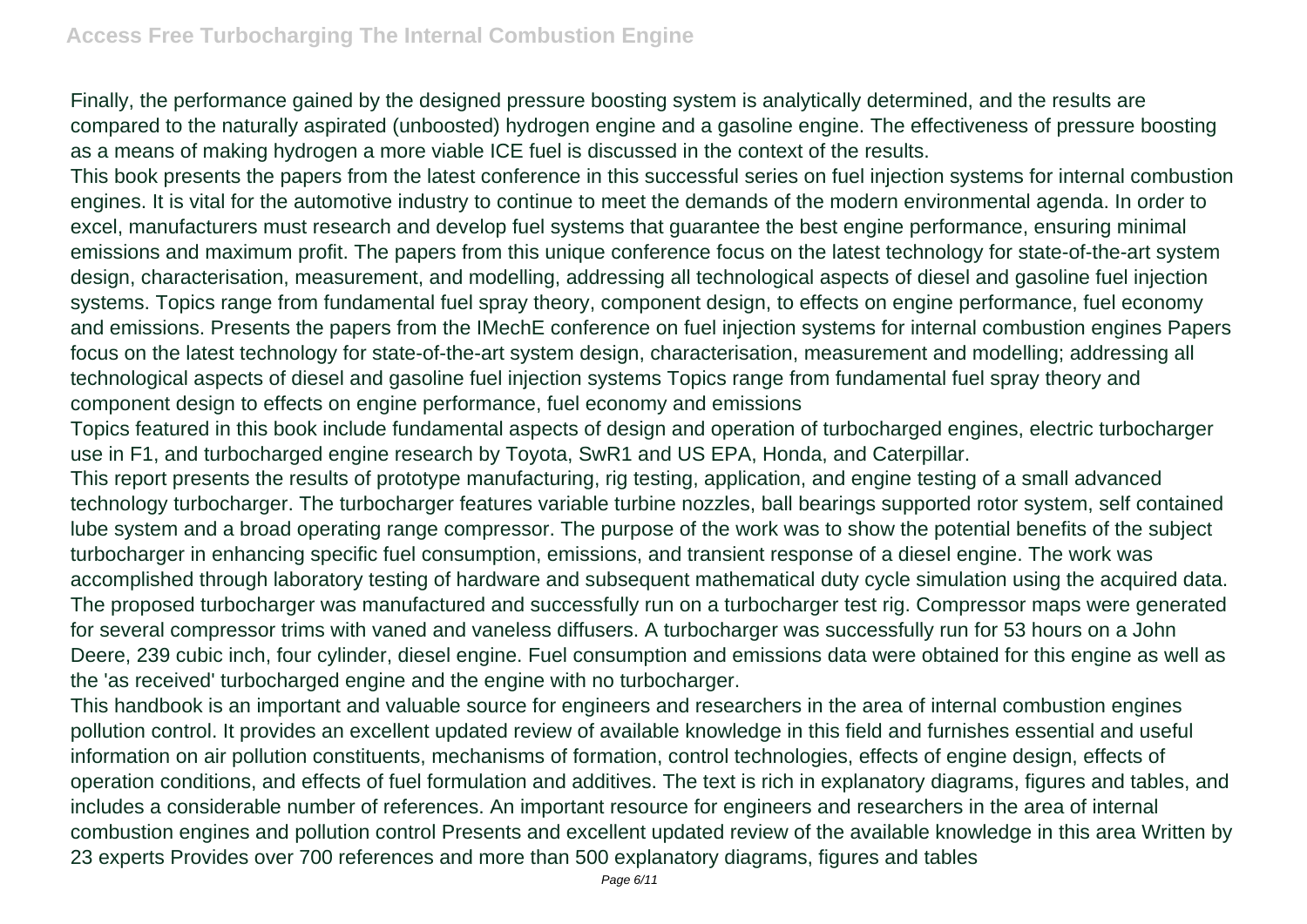Finally, the performance gained by the designed pressure boosting system is analytically determined, and the results are compared to the naturally aspirated (unboosted) hydrogen engine and a gasoline engine. The effectiveness of pressure boosting as a means of making hydrogen a more viable ICE fuel is discussed in the context of the results.

This book presents the papers from the latest conference in this successful series on fuel injection systems for internal combustion engines. It is vital for the automotive industry to continue to meet the demands of the modern environmental agenda. In order to excel, manufacturers must research and develop fuel systems that guarantee the best engine performance, ensuring minimal emissions and maximum profit. The papers from this unique conference focus on the latest technology for state-of-the-art system design, characterisation, measurement, and modelling, addressing all technological aspects of diesel and gasoline fuel injection systems. Topics range from fundamental fuel spray theory, component design, to effects on engine performance, fuel economy and emissions. Presents the papers from the IMechE conference on fuel injection systems for internal combustion engines Papers focus on the latest technology for state-of-the-art system design, characterisation, measurement and modelling; addressing all technological aspects of diesel and gasoline fuel injection systems Topics range from fundamental fuel spray theory and component design to effects on engine performance, fuel economy and emissions

Topics featured in this book include fundamental aspects of design and operation of turbocharged engines, electric turbocharger use in F1, and turbocharged engine research by Toyota, SwR1 and US EPA, Honda, and Caterpillar.

This report presents the results of prototype manufacturing, rig testing, application, and engine testing of a small advanced technology turbocharger. The turbocharger features variable turbine nozzles, ball bearings supported rotor system, self contained lube system and a broad operating range compressor. The purpose of the work was to show the potential benefits of the subject turbocharger in enhancing specific fuel consumption, emissions, and transient response of a diesel engine. The work was accomplished through laboratory testing of hardware and subsequent mathematical duty cycle simulation using the acquired data. The proposed turbocharger was manufactured and successfully run on a turbocharger test rig. Compressor maps were generated for several compressor trims with vaned and vaneless diffusers. A turbocharger was successfully run for 53 hours on a John Deere, 239 cubic inch, four cylinder, diesel engine. Fuel consumption and emissions data were obtained for this engine as well as the 'as received' turbocharged engine and the engine with no turbocharger.

This handbook is an important and valuable source for engineers and researchers in the area of internal combustion engines pollution control. It provides an excellent updated review of available knowledge in this field and furnishes essential and useful information on air pollution constituents, mechanisms of formation, control technologies, effects of engine design, effects of operation conditions, and effects of fuel formulation and additives. The text is rich in explanatory diagrams, figures and tables, and includes a considerable number of references. An important resource for engineers and researchers in the area of internal combustion engines and pollution control Presents and excellent updated review of the available knowledge in this area Written by 23 experts Provides over 700 references and more than 500 explanatory diagrams, figures and tables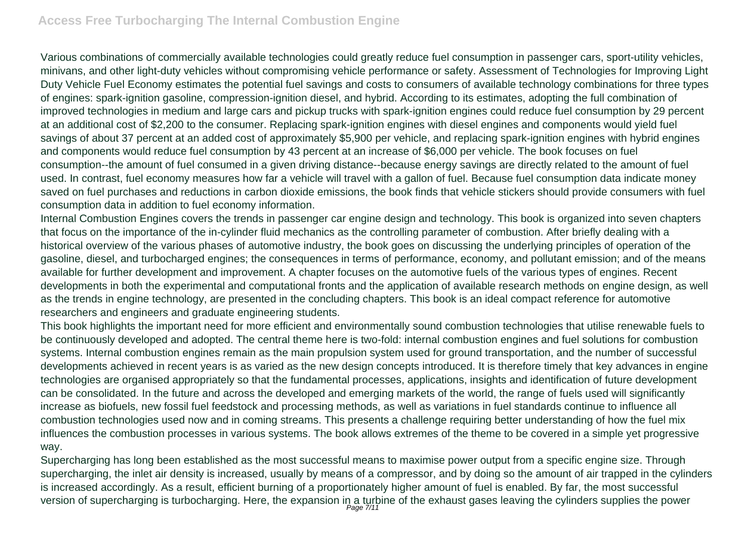Various combinations of commercially available technologies could greatly reduce fuel consumption in passenger cars, sport-utility vehicles, minivans, and other light-duty vehicles without compromising vehicle performance or safety. Assessment of Technologies for Improving Light Duty Vehicle Fuel Economy estimates the potential fuel savings and costs to consumers of available technology combinations for three types of engines: spark-ignition gasoline, compression-ignition diesel, and hybrid. According to its estimates, adopting the full combination of improved technologies in medium and large cars and pickup trucks with spark-ignition engines could reduce fuel consumption by 29 percent at an additional cost of $2,200 to the consumer. Replacing spark-ignition engines with diesel engines and components would yield fuel savings of about 37 percent at an added cost of approximately $5,900 per vehicle, and replacing spark-ignition engines with hybrid engines and components would reduce fuel consumption by 43 percent at an increase of $6,000 per vehicle. The book focuses on fuel consumption--the amount of fuel consumed in a given driving distance--because energy savings are directly related to the amount of fuel used. In contrast, fuel economy measures how far a vehicle will travel with a gallon of fuel. Because fuel consumption data indicate money saved on fuel purchases and reductions in carbon dioxide emissions, the book finds that vehicle stickers should provide consumers with fuel consumption data in addition to fuel economy information.

Internal Combustion Engines covers the trends in passenger car engine design and technology. This book is organized into seven chapters that focus on the importance of the in-cylinder fluid mechanics as the controlling parameter of combustion. After briefly dealing with a historical overview of the various phases of automotive industry, the book goes on discussing the underlying principles of operation of the gasoline, diesel, and turbocharged engines; the consequences in terms of performance, economy, and pollutant emission; and of the means available for further development and improvement. A chapter focuses on the automotive fuels of the various types of engines. Recent developments in both the experimental and computational fronts and the application of available research methods on engine design, as well as the trends in engine technology, are presented in the concluding chapters. This book is an ideal compact reference for automotive researchers and engineers and graduate engineering students.

This book highlights the important need for more efficient and environmentally sound combustion technologies that utilise renewable fuels to be continuously developed and adopted. The central theme here is two-fold: internal combustion engines and fuel solutions for combustion systems. Internal combustion engines remain as the main propulsion system used for ground transportation, and the number of successful developments achieved in recent years is as varied as the new design concepts introduced. It is therefore timely that key advances in engine technologies are organised appropriately so that the fundamental processes, applications, insights and identification of future development can be consolidated. In the future and across the developed and emerging markets of the world, the range of fuels used will significantly increase as biofuels, new fossil fuel feedstock and processing methods, as well as variations in fuel standards continue to influence all combustion technologies used now and in coming streams. This presents a challenge requiring better understanding of how the fuel mix influences the combustion processes in various systems. The book allows extremes of the theme to be covered in a simple yet progressive way.

Supercharging has long been established as the most successful means to maximise power output from a specific engine size. Through supercharging, the inlet air density is increased, usually by means of a compressor, and by doing so the amount of air trapped in the cylinders is increased accordingly. As a result, efficient burning of a proportionately higher amount of fuel is enabled. By far, the most successful version of supercharging is turbocharging. Here, the expansion in a turbine of the exhaust gases leaving the cylinders supplies the power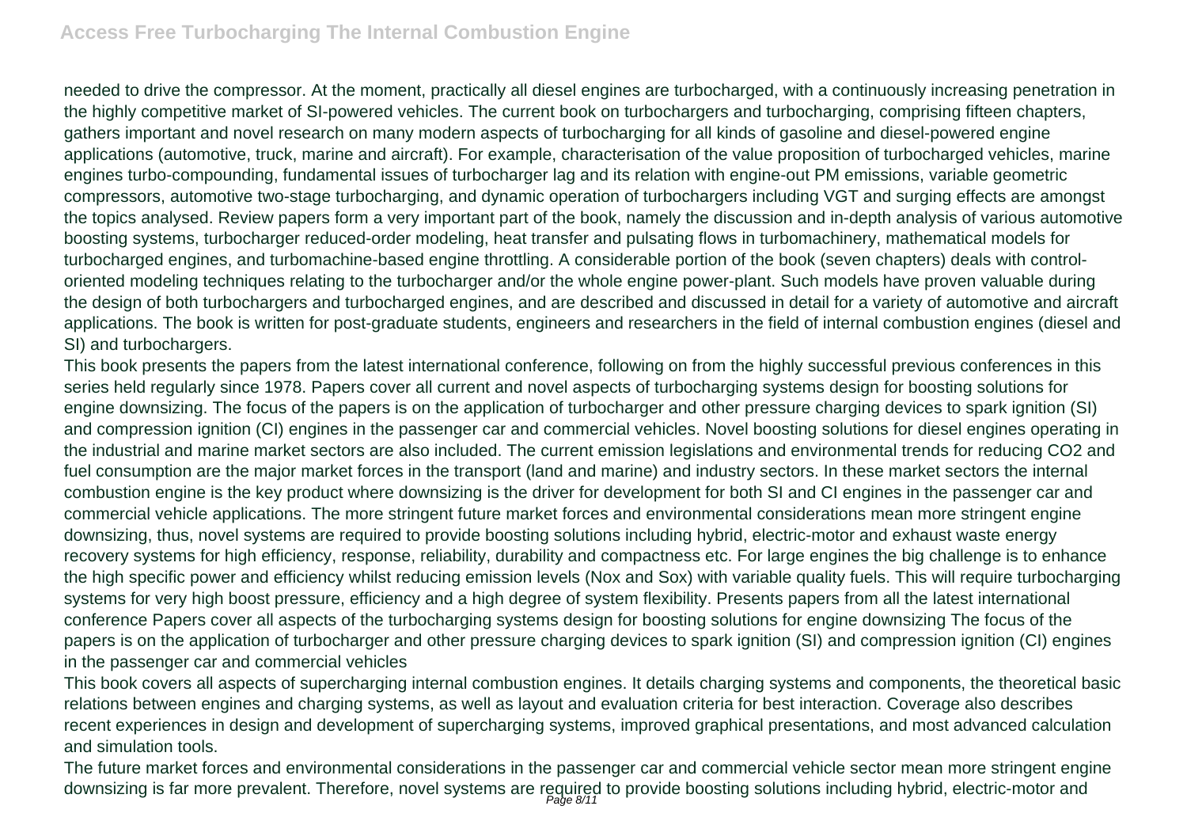needed to drive the compressor. At the moment, practically all diesel engines are turbocharged, with a continuously increasing penetration in the highly competitive market of SI-powered vehicles. The current book on turbochargers and turbocharging, comprising fifteen chapters, gathers important and novel research on many modern aspects of turbocharging for all kinds of gasoline and diesel-powered engine applications (automotive, truck, marine and aircraft). For example, characterisation of the value proposition of turbocharged vehicles, marine engines turbo-compounding, fundamental issues of turbocharger lag and its relation with engine-out PM emissions, variable geometric compressors, automotive two-stage turbocharging, and dynamic operation of turbochargers including VGT and surging effects are amongst the topics analysed. Review papers form a very important part of the book, namely the discussion and in-depth analysis of various automotive boosting systems, turbocharger reduced-order modeling, heat transfer and pulsating flows in turbomachinery, mathematical models for turbocharged engines, and turbomachine-based engine throttling. A considerable portion of the book (seven chapters) deals with control-oriented modeling techniques relating to the turbocharger and/or the whole engine power-plant. Such models have proven valuable during the design of both turbochargers and turbocharged engines, and are described and discussed in detail for a variety of automotive and aircraft applications. The book is written for post-graduate students, engineers and researchers in the field of internal combustion engines (diesel and SI) and turbochargers.

This book presents the papers from the latest international conference, following on from the highly successful previous conferences in this series held regularly since 1978. Papers cover all current and novel aspects of turbocharging systems design for boosting solutions for engine downsizing. The focus of the papers is on the application of turbocharger and other pressure charging devices to spark ignition (SI) and compression ignition (CI) engines in the passenger car and commercial vehicles. Novel boosting solutions for diesel engines operating in the industrial and marine market sectors are also included. The current emission legislations and environmental trends for reducing CO2 and fuel consumption are the major market forces in the transport (land and marine) and industry sectors. In these market sectors the internal combustion engine is the key product where downsizing is the driver for development for both SI and CI engines in the passenger car and commercial vehicle applications. The more stringent future market forces and environmental considerations mean more stringent engine downsizing, thus, novel systems are required to provide boosting solutions including hybrid, electric-motor and exhaust waste energy recovery systems for high efficiency, response, reliability, durability and compactness etc. For large engines the big challenge is to enhance the high specific power and efficiency whilst reducing emission levels (Nox and Sox) with variable quality fuels. This will require turbocharging systems for very high boost pressure, efficiency and a high degree of system flexibility. Presents papers from all the latest international conference Papers cover all aspects of the turbocharging systems design for boosting solutions for engine downsizing The focus of the papers is on the application of turbocharger and other pressure charging devices to spark ignition (SI) and compression ignition (CI) engines in the passenger car and commercial vehicles

This book covers all aspects of supercharging internal combustion engines. It details charging systems and components, the theoretical basic relations between engines and charging systems, as well as layout and evaluation criteria for best interaction. Coverage also describes recent experiences in design and development of supercharging systems, improved graphical presentations, and most advanced calculation and simulation tools.

The future market forces and environmental considerations in the passenger car and commercial vehicle sector mean more stringent engine downsizing is far more prevalent. Therefore, novel systems are required to provide boosting solutions including hybrid, electric-motor and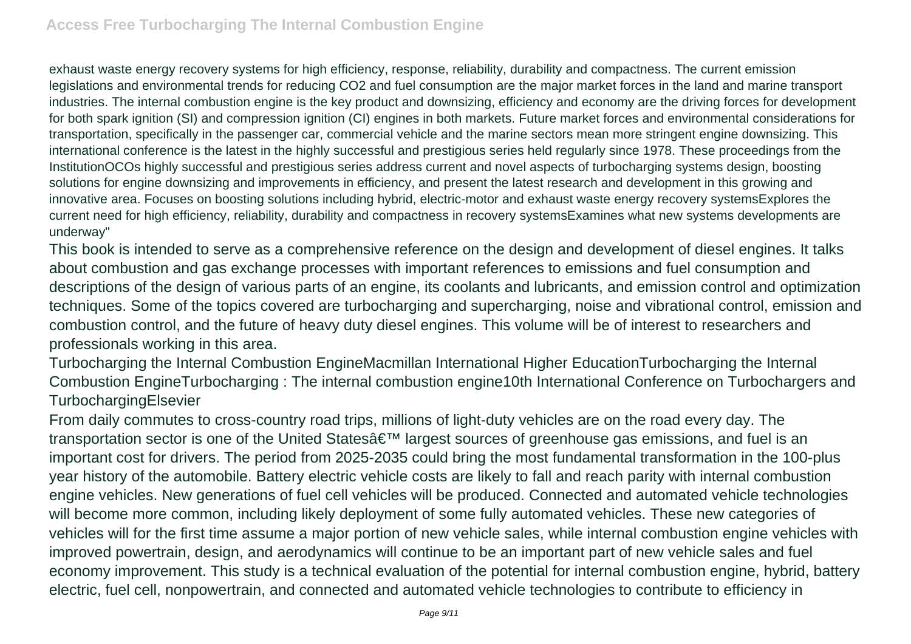exhaust waste energy recovery systems for high efficiency, response, reliability, durability and compactness. The current emission legislations and environmental trends for reducing CO2 and fuel consumption are the major market forces in the land and marine transport industries. The internal combustion engine is the key product and downsizing, efficiency and economy are the driving forces for development for both spark ignition (SI) and compression ignition (CI) engines in both markets. Future market forces and environmental considerations for transportation, specifically in the passenger car, commercial vehicle and the marine sectors mean more stringent engine downsizing. This international conference is the latest in the highly successful and prestigious series held regularly since 1978. These proceedings from the InstitutionOCOs highly successful and prestigious series address current and novel aspects of turbocharging systems design, boosting solutions for engine downsizing and improvements in efficiency, and present the latest research and development in this growing and innovative area. Focuses on boosting solutions including hybrid, electric-motor and exhaust waste energy recovery systemsExplores the current need for high efficiency, reliability, durability and compactness in recovery systemsExamines what new systems developments are underway"

This book is intended to serve as a comprehensive reference on the design and development of diesel engines. It talks about combustion and gas exchange processes with important references to emissions and fuel consumption and descriptions of the design of various parts of an engine, its coolants and lubricants, and emission control and optimization techniques. Some of the topics covered are turbocharging and supercharging, noise and vibrational control, emission and combustion control, and the future of heavy duty diesel engines. This volume will be of interest to researchers and professionals working in this area.

Turbocharging the Internal Combustion EngineMacmillan International Higher EducationTurbocharging the Internal Combustion EngineTurbocharging : The internal combustion engine10th International Conference on Turbochargers and TurbochargingElsevier

From daily commutes to cross-country road trips, millions of light-duty vehicles are on the road every day. The transportation sector is one of the United Statesâ€™ largest sources of greenhouse gas emissions, and fuel is an important cost for drivers. The period from 2025-2035 could bring the most fundamental transformation in the 100-plus year history of the automobile. Battery electric vehicle costs are likely to fall and reach parity with internal combustion engine vehicles. New generations of fuel cell vehicles will be produced. Connected and automated vehicle technologies will become more common, including likely deployment of some fully automated vehicles. These new categories of vehicles will for the first time assume a major portion of new vehicle sales, while internal combustion engine vehicles with improved powertrain, design, and aerodynamics will continue to be an important part of new vehicle sales and fuel economy improvement. This study is a technical evaluation of the potential for internal combustion engine, hybrid, battery electric, fuel cell, nonpowertrain, and connected and automated vehicle technologies to contribute to efficiency in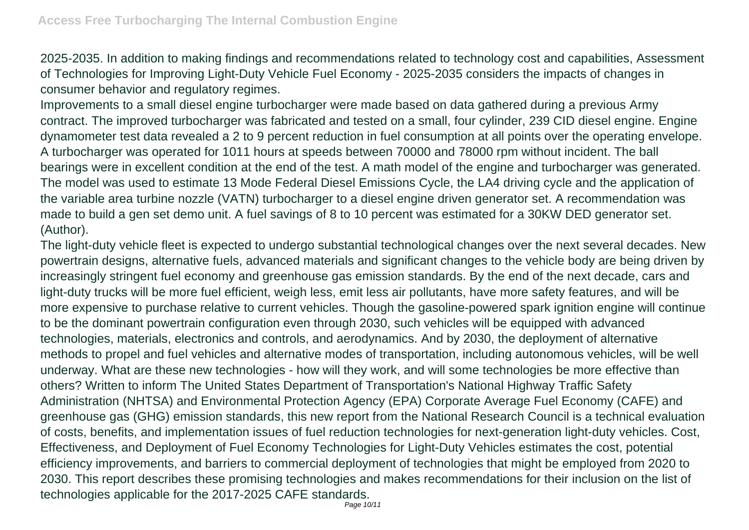2025-2035. In addition to making findings and recommendations related to technology cost and capabilities, Assessment of Technologies for Improving Light-Duty Vehicle Fuel Economy - 2025-2035 considers the impacts of changes in consumer behavior and regulatory regimes.

Improvements to a small diesel engine turbocharger were made based on data gathered during a previous Army contract. The improved turbocharger was fabricated and tested on a small, four cylinder, 239 CID diesel engine. Engine dynamometer test data revealed a 2 to 9 percent reduction in fuel consumption at all points over the operating envelope. A turbocharger was operated for 1011 hours at speeds between 70000 and 78000 rpm without incident. The ball bearings were in excellent condition at the end of the test. A math model of the engine and turbocharger was generated. The model was used to estimate 13 Mode Federal Diesel Emissions Cycle, the LA4 driving cycle and the application of the variable area turbine nozzle (VATN) turbocharger to a diesel engine driven generator set. A recommendation was made to build a gen set demo unit. A fuel savings of 8 to 10 percent was estimated for a 30KW DED generator set. (Author).

The light-duty vehicle fleet is expected to undergo substantial technological changes over the next several decades. New powertrain designs, alternative fuels, advanced materials and significant changes to the vehicle body are being driven by increasingly stringent fuel economy and greenhouse gas emission standards. By the end of the next decade, cars and light-duty trucks will be more fuel efficient, weigh less, emit less air pollutants, have more safety features, and will be more expensive to purchase relative to current vehicles. Though the gasoline-powered spark ignition engine will continue to be the dominant powertrain configuration even through 2030, such vehicles will be equipped with advanced technologies, materials, electronics and controls, and aerodynamics. And by 2030, the deployment of alternative methods to propel and fuel vehicles and alternative modes of transportation, including autonomous vehicles, will be well underway. What are these new technologies - how will they work, and will some technologies be more effective than others? Written to inform The United States Department of Transportation's National Highway Traffic Safety Administration (NHTSA) and Environmental Protection Agency (EPA) Corporate Average Fuel Economy (CAFE) and greenhouse gas (GHG) emission standards, this new report from the National Research Council is a technical evaluation of costs, benefits, and implementation issues of fuel reduction technologies for next-generation light-duty vehicles. Cost, Effectiveness, and Deployment of Fuel Economy Technologies for Light-Duty Vehicles estimates the cost, potential efficiency improvements, and barriers to commercial deployment of technologies that might be employed from 2020 to 2030. This report describes these promising technologies and makes recommendations for their inclusion on the list of technologies applicable for the 2017-2025 CAFE standards.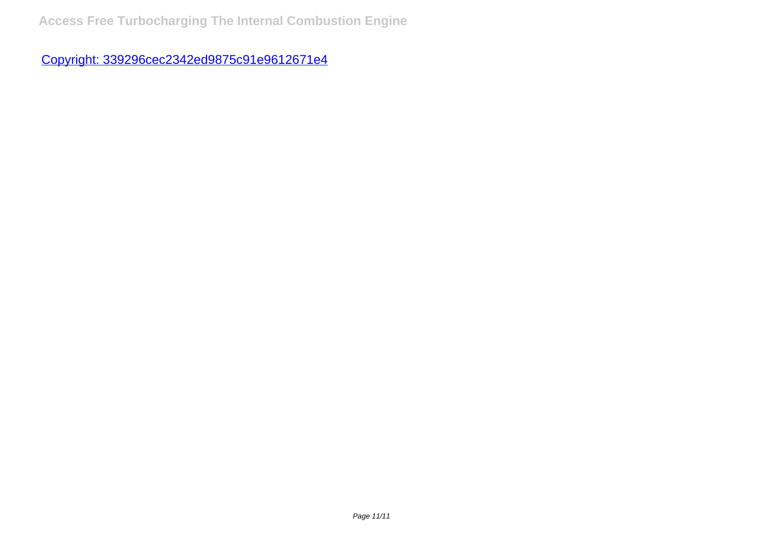Copyright: 339296cec2342ed9875c91e9612671e4